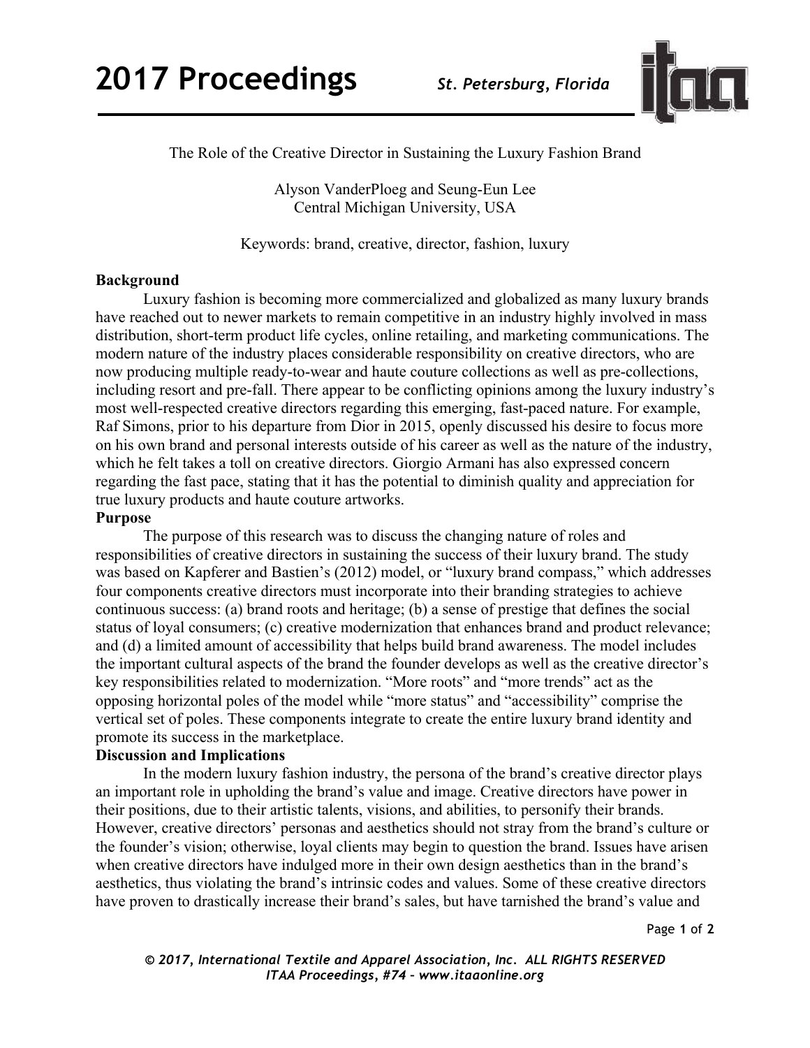# The Role of the Creative Director in Sustaining the Luxury Fashion Brand

Alyson VanderPloeg and Seung-Eun Lee
Central Michigan University, USA

Keywords: brand, creative, director, fashion, luxury

## Background

Luxury fashion is becoming more commercialized and globalized as many luxury brands have reached out to newer markets to remain competitive in an industry highly involved in mass distribution, short-term product life cycles, online retailing, and marketing communications. The modern nature of the industry places considerable responsibility on creative directors, who are now producing multiple ready-to-wear and haute couture collections as well as pre-collections, including resort and pre-fall. There appear to be conflicting opinions among the luxury industry's most well-respected creative directors regarding this emerging, fast-paced nature. For example, Raf Simons, prior to his departure from Dior in 2015, openly discussed his desire to focus more on his own brand and personal interests outside of his career as well as the nature of the industry, which he felt takes a toll on creative directors. Giorgio Armani has also expressed concern regarding the fast pace, stating that it has the potential to diminish quality and appreciation for true luxury products and haute couture artworks.

## Purpose

The purpose of this research was to discuss the changing nature of roles and responsibilities of creative directors in sustaining the success of their luxury brand. The study was based on Kapferer and Bastien's (2012) model, or "luxury brand compass," which addresses four components creative directors must incorporate into their branding strategies to achieve continuous success: (a) brand roots and heritage; (b) a sense of prestige that defines the social status of loyal consumers; (c) creative modernization that enhances brand and product relevance; and (d) a limited amount of accessibility that helps build brand awareness. The model includes the important cultural aspects of the brand the founder develops as well as the creative director's key responsibilities related to modernization. "More roots" and "more trends" act as the opposing horizontal poles of the model while "more status" and "accessibility" comprise the vertical set of poles. These components integrate to create the entire luxury brand identity and promote its success in the marketplace.

## Discussion and Implications

In the modern luxury fashion industry, the persona of the brand's creative director plays an important role in upholding the brand's value and image. Creative directors have power in their positions, due to their artistic talents, visions, and abilities, to personify their brands. However, creative directors' personas and aesthetics should not stray from the brand's culture or the founder's vision; otherwise, loyal clients may begin to question the brand. Issues have arisen when creative directors have indulged more in their own design aesthetics than in the brand's aesthetics, thus violating the brand's intrinsic codes and values. Some of these creative directors have proven to drastically increase their brand's sales, but have tarnished the brand's value and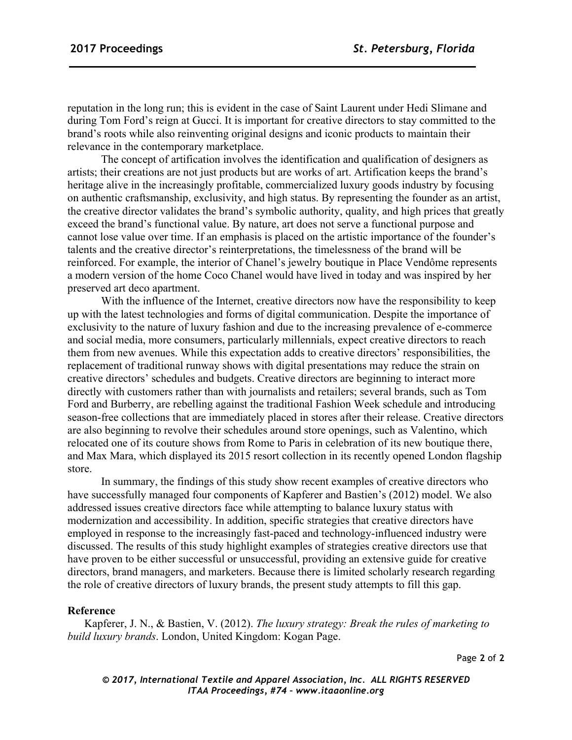reputation in the long run; this is evident in the case of Saint Laurent under Hedi Slimane and during Tom Ford's reign at Gucci. It is important for creative directors to stay committed to the brand's roots while also reinventing original designs and iconic products to maintain their relevance in the contemporary marketplace.

The concept of artification involves the identification and qualification of designers as artists; their creations are not just products but are works of art. Artification keeps the brand's heritage alive in the increasingly profitable, commercialized luxury goods industry by focusing on authentic craftsmanship, exclusivity, and high status. By representing the founder as an artist, the creative director validates the brand's symbolic authority, quality, and high prices that greatly exceed the brand's functional value. By nature, art does not serve a functional purpose and cannot lose value over time. If an emphasis is placed on the artistic importance of the founder's talents and the creative director's reinterpretations, the timelessness of the brand will be reinforced. For example, the interior of Chanel's jewelry boutique in Place Vendôme represents a modern version of the home Coco Chanel would have lived in today and was inspired by her preserved art deco apartment.

With the influence of the Internet, creative directors now have the responsibility to keep up with the latest technologies and forms of digital communication. Despite the importance of exclusivity to the nature of luxury fashion and due to the increasing prevalence of e-commerce and social media, more consumers, particularly millennials, expect creative directors to reach them from new avenues. While this expectation adds to creative directors' responsibilities, the replacement of traditional runway shows with digital presentations may reduce the strain on creative directors' schedules and budgets. Creative directors are beginning to interact more directly with customers rather than with journalists and retailers; several brands, such as Tom Ford and Burberry, are rebelling against the traditional Fashion Week schedule and introducing season-free collections that are immediately placed in stores after their release. Creative directors are also beginning to revolve their schedules around store openings, such as Valentino, which relocated one of its couture shows from Rome to Paris in celebration of its new boutique there, and Max Mara, which displayed its 2015 resort collection in its recently opened London flagship store.

In summary, the findings of this study show recent examples of creative directors who have successfully managed four components of Kapferer and Bastien's (2012) model. We also addressed issues creative directors face while attempting to balance luxury status with modernization and accessibility. In addition, specific strategies that creative directors have employed in response to the increasingly fast-paced and technology-influenced industry were discussed. The results of this study highlight examples of strategies creative directors use that have proven to be either successful or unsuccessful, providing an extensive guide for creative directors, brand managers, and marketers. Because there is limited scholarly research regarding the role of creative directors of luxury brands, the present study attempts to fill this gap.

## Reference

Kapferer, J. N., & Bastien, V. (2012). *The luxury strategy: Break the rules of marketing to build luxury brands*. London, United Kingdom: Kogan Page.